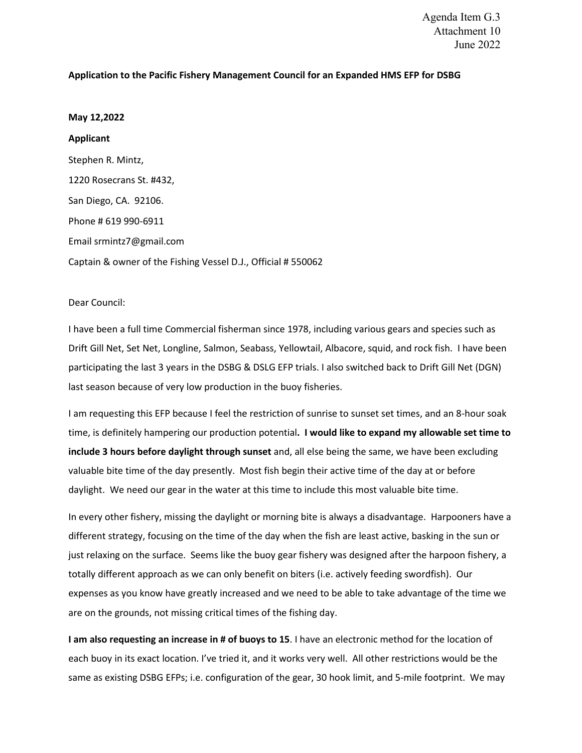Agenda Item G.3
Attachment 10
June 2022

**Application to the Pacific Fishery Management Council for an Expanded HMS EFP for DSBG**

**May 12,2022**

**Applicant**

Stephen R. Mintz,

1220 Rosecrans St. #432,

San Diego, CA. 92106.

Phone # 619 990-6911

Email srmintz7@gmail.com

Captain & owner of the Fishing Vessel D.J., Official # 550062

Dear Council:

I have been a full time Commercial fisherman since 1978, including various gears and species such as Drift Gill Net, Set Net, Longline, Salmon, Seabass, Yellowtail, Albacore, squid, and rock fish. I have been participating the last 3 years in the DSBG & DSLG EFP trials. I also switched back to Drift Gill Net (DGN) last season because of very low production in the buoy fisheries.

I am requesting this EFP because I feel the restriction of sunrise to sunset set times, and an 8-hour soak time, is definitely hampering our production potential**. I would like to expand my allowable set time to include 3 hours before daylight through sunset** and, all else being the same, we have been excluding valuable bite time of the day presently. Most fish begin their active time of the day at or before daylight. We need our gear in the water at this time to include this most valuable bite time.

In every other fishery, missing the daylight or morning bite is always a disadvantage. Harpooners have a different strategy, focusing on the time of the day when the fish are least active, basking in the sun or just relaxing on the surface. Seems like the buoy gear fishery was designed after the harpoon fishery, a totally different approach as we can only benefit on biters (i.e. actively feeding swordfish). Our expenses as you know have greatly increased and we need to be able to take advantage of the time we are on the grounds, not missing critical times of the fishing day.

**I am also requesting an increase in # of buoys to 15**. I have an electronic method for the location of each buoy in its exact location. I've tried it, and it works very well. All other restrictions would be the same as existing DSBG EFPs; i.e. configuration of the gear, 30 hook limit, and 5-mile footprint. We may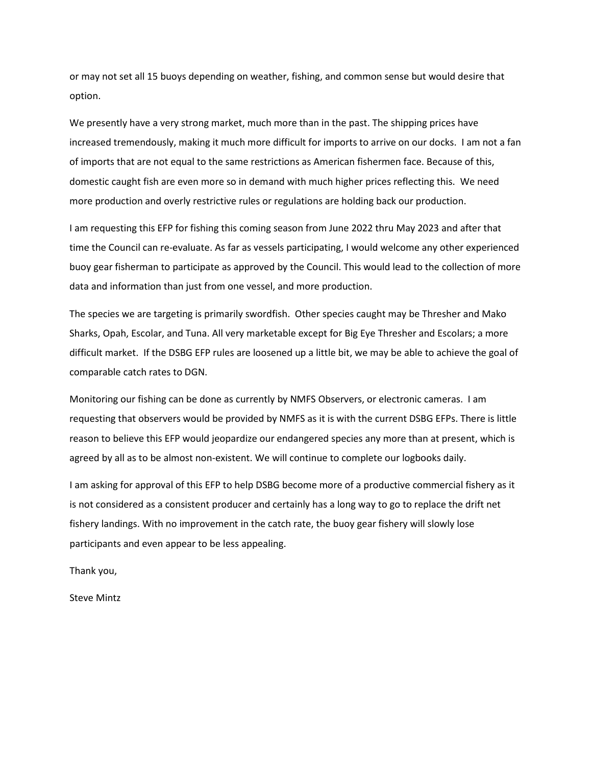or may not set all 15 buoys depending on weather, fishing, and common sense but would desire that option.

We presently have a very strong market, much more than in the past. The shipping prices have increased tremendously, making it much more difficult for imports to arrive on our docks. I am not a fan of imports that are not equal to the same restrictions as American fishermen face. Because of this, domestic caught fish are even more so in demand with much higher prices reflecting this. We need more production and overly restrictive rules or regulations are holding back our production.

I am requesting this EFP for fishing this coming season from June 2022 thru May 2023 and after that time the Council can re-evaluate. As far as vessels participating, I would welcome any other experienced buoy gear fisherman to participate as approved by the Council. This would lead to the collection of more data and information than just from one vessel, and more production.

The species we are targeting is primarily swordfish. Other species caught may be Thresher and Mako Sharks, Opah, Escolar, and Tuna. All very marketable except for Big Eye Thresher and Escolars; a more difficult market. If the DSBG EFP rules are loosened up a little bit, we may be able to achieve the goal of comparable catch rates to DGN.

Monitoring our fishing can be done as currently by NMFS Observers, or electronic cameras. I am requesting that observers would be provided by NMFS as it is with the current DSBG EFPs. There is little reason to believe this EFP would jeopardize our endangered species any more than at present, which is agreed by all as to be almost non-existent. We will continue to complete our logbooks daily.

I am asking for approval of this EFP to help DSBG become more of a productive commercial fishery as it is not considered as a consistent producer and certainly has a long way to go to replace the drift net fishery landings. With no improvement in the catch rate, the buoy gear fishery will slowly lose participants and even appear to be less appealing.

Thank you,

Steve Mintz